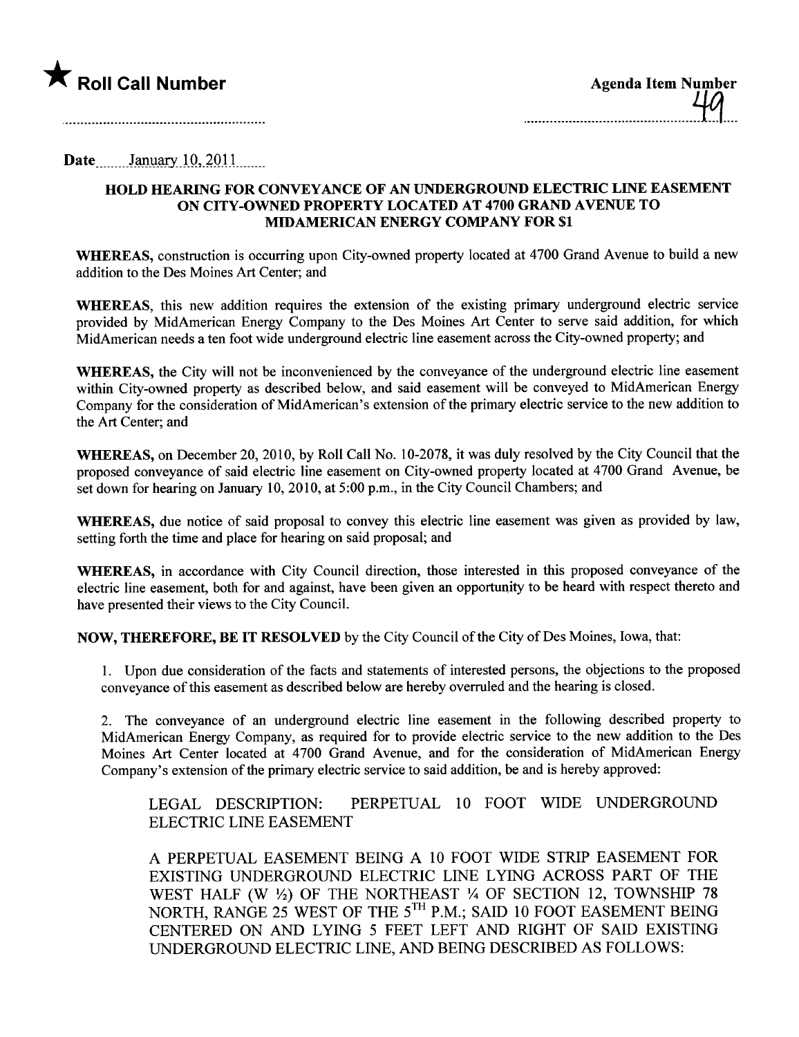★ **Roll Call Number**

**Agenda Item Number**

49

Date January 10, 2011

**HOLD HEARING FOR CONVEYANCE OF AN UNDERGROUND ELECTRIC LINE EASEMENT ON CITY-OWNED PROPERTY LOCATED AT 4700 GRAND AVENUE TO MIDAMERICAN ENERGY COMPANY FOR $1**

**WHEREAS,** construction is occurring upon City-owned property located at 4700 Grand Avenue to build a new addition to the Des Moines Art Center; and

**WHEREAS,** this new addition requires the extension of the existing primary underground electric service provided by MidAmerican Energy Company to the Des Moines Art Center to serve said addition, for which MidAmerican needs a ten foot wide underground electric line easement across the City-owned property; and

**WHEREAS,** the City will not be inconvenienced by the conveyance of the underground electric line easement within City-owned property as described below, and said easement will be conveyed to MidAmerican Energy Company for the consideration of MidAmerican's extension of the primary electric service to the new addition to the Art Center; and

**WHEREAS,** on December 20, 2010, by Roll Call No. 10-2078, it was duly resolved by the City Council that the proposed conveyance of said electric line easement on City-owned property located at 4700 Grand Avenue, be set down for hearing on January 10, 2010, at 5:00 p.m., in the City Council Chambers; and

**WHEREAS,** due notice of said proposal to convey this electric line easement was given as provided by law, setting forth the time and place for hearing on said proposal; and

**WHEREAS,** in accordance with City Council direction, those interested in this proposed conveyance of the electric line easement, both for and against, have been given an opportunity to be heard with respect thereto and have presented their views to the City Council.

**NOW, THEREFORE, BE IT RESOLVED** by the City Council of the City of Des Moines, Iowa, that:

1. Upon due consideration of the facts and statements of interested persons, the objections to the proposed conveyance of this easement as described below are hereby overruled and the hearing is closed.

2. The conveyance of an underground electric line easement in the following described property to MidAmerican Energy Company, as required for to provide electric service to the new addition to the Des Moines Art Center located at 4700 Grand Avenue, and for the consideration of MidAmerican Energy Company's extension of the primary electric service to said addition, be and is hereby approved:

LEGAL DESCRIPTION: PERPETUAL 10 FOOT WIDE UNDERGROUND ELECTRIC LINE EASEMENT

A PERPETUAL EASEMENT BEING A 10 FOOT WIDE STRIP EASEMENT FOR EXISTING UNDERGROUND ELECTRIC LINE LYING ACROSS PART OF THE WEST HALF (W ½) OF THE NORTHEAST ¼ OF SECTION 12, TOWNSHIP 78 NORTH, RANGE 25 WEST OF THE 5TH P.M.; SAID 10 FOOT EASEMENT BEING CENTERED ON AND LYING 5 FEET LEFT AND RIGHT OF SAID EXISTING UNDERGROUND ELECTRIC LINE, AND BEING DESCRIBED AS FOLLOWS: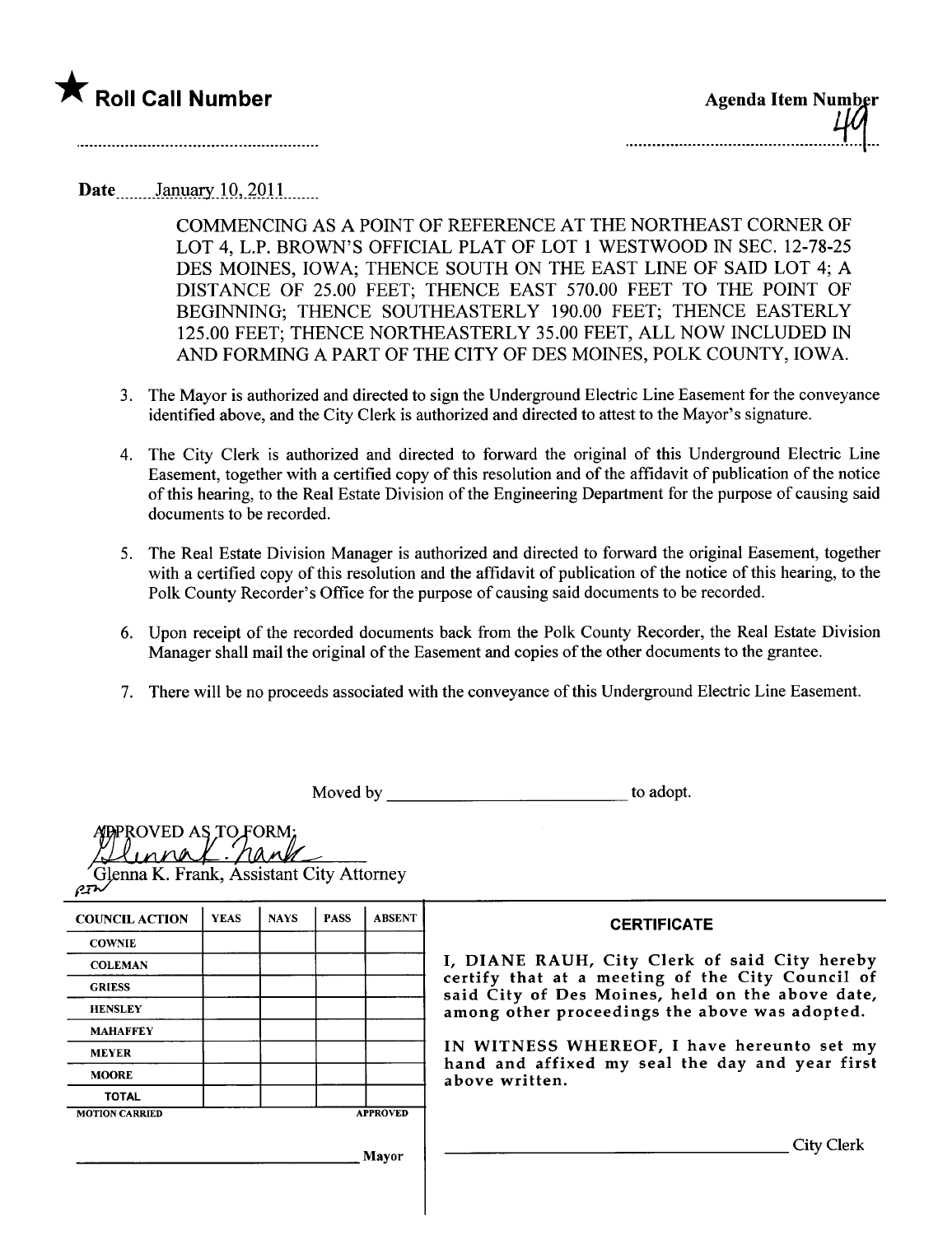★ **Roll Call Number**

**Agenda Item Number** 49

Date January 10, 2011

COMMENCING AS A POINT OF REFERENCE AT THE NORTHEAST CORNER OF LOT 4, L.P. BROWN'S OFFICIAL PLAT OF LOT 1 WESTWOOD IN SEC. 12-78-25 DES MOINES, IOWA; THENCE SOUTH ON THE EAST LINE OF SAID LOT 4; A DISTANCE OF 25.00 FEET; THENCE EAST 570.00 FEET TO THE POINT OF BEGINNING; THENCE SOUTHEASTERLY 190.00 FEET; THENCE EASTERLY 125.00 FEET; THENCE NORTHEASTERLY 35.00 FEET, ALL NOW INCLUDED IN AND FORMING A PART OF THE CITY OF DES MOINES, POLK COUNTY, IOWA.

3. The Mayor is authorized and directed to sign the Underground Electric Line Easement for the conveyance identified above, and the City Clerk is authorized and directed to attest to the Mayor's signature.

4. The City Clerk is authorized and directed to forward the original of this Underground Electric Line Easement, together with a certified copy of this resolution and of the affidavit of publication of the notice of this hearing, to the Real Estate Division of the Engineering Department for the purpose of causing said documents to be recorded.

5. The Real Estate Division Manager is authorized and directed to forward the original Easement, together with a certified copy of this resolution and the affidavit of publication of the notice of this hearing, to the Polk County Recorder's Office for the purpose of causing said documents to be recorded.

6. Upon receipt of the recorded documents back from the Polk County Recorder, the Real Estate Division Manager shall mail the original of the Easement and copies of the other documents to the grantee.

7. There will be no proceeds associated with the conveyance of this Underground Electric Line Easement.

Moved by ____________________________ to adopt.

APPROVED AS TO FORM:

Glenna K. Frank, Assistant City Attorney

| COUNCIL ACTION | YEAS | NAYS | PASS | ABSENT |
|---|---|---|---|---|
| COWNIE | | | | |
| COLEMAN | | | | |
| GRIESS | | | | |
| HENSLEY | | | | |
| MAHAFFEY | | | | |
| MEYER | | | | |
| MOORE | | | | |
| TOTAL | | | | |
| MOTION CARRIED | | | | APPROVED |

____________________________ Mayor

**CERTIFICATE**

I, DIANE RAUH, City Clerk of said City hereby certify that at a meeting of the City Council of said City of Des Moines, held on the above date, among other proceedings the above was adopted.

IN WITNESS WHEREOF, I have hereunto set my hand and affixed my seal the day and year first above written.

____________________________ City Clerk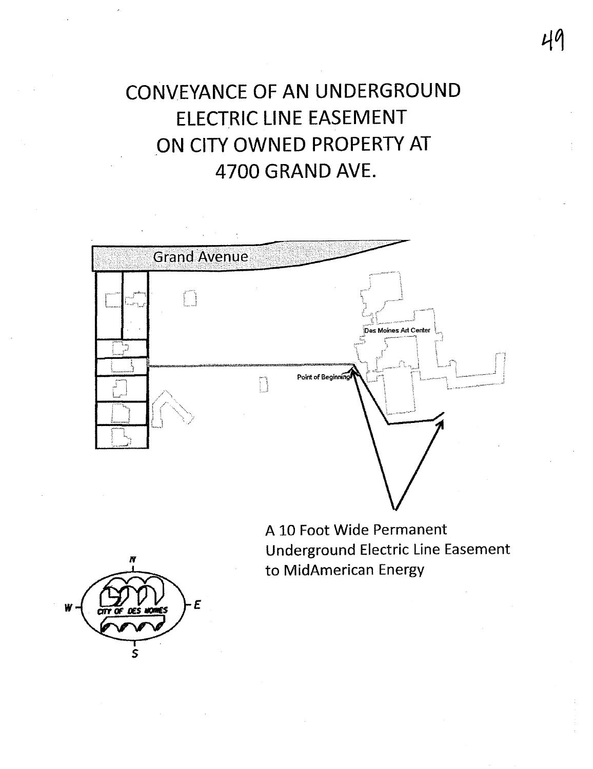# CONVEYANCE OF AN UNDERGROUND ELECTRIC LINE EASEMENT ON CITY OWNED PROPERTY AT 4700 GRAND AVE.

Grand Avenue

Des Moines Art Center

Point of Beginning

A 10 Foot Wide Permanent Underground Electric Line Easement to MidAmerican Energy

N

W

E

S

CITY OF DES MOINES